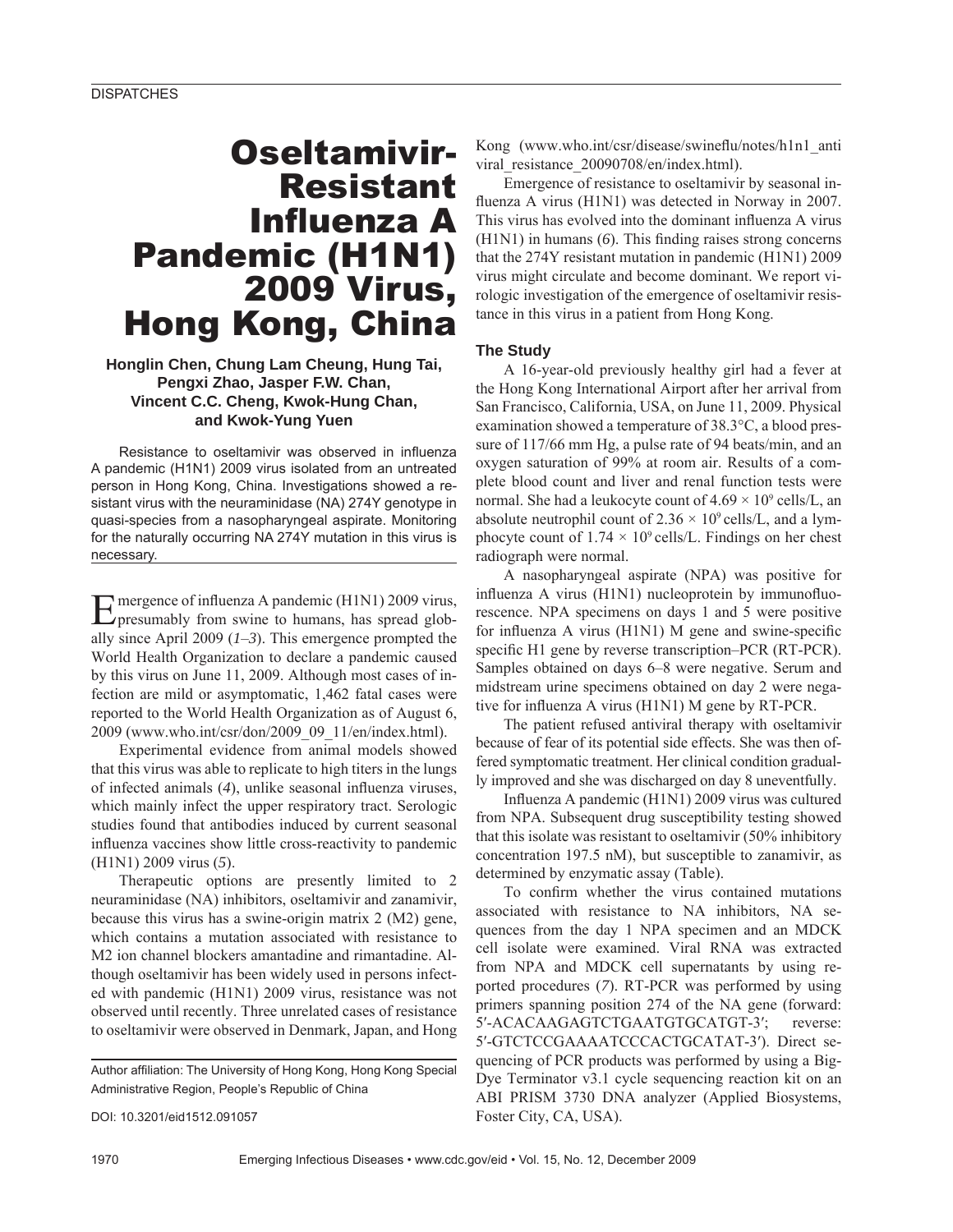# Oseltamivir-Resistant Influenza A Pandemic (H1N1) 2009 Virus, Hong Kong, China

**Honglin Chen, Chung Lam Cheung, Hung Tai, Pengxi Zhao, Jasper F.W. Chan, Vincent C.C. Cheng, Kwok-Hung Chan, and Kwok-Yung Yuen**

Resistance to oseltamivir was observed in influenza A pandemic (H1N1) 2009 virus isolated from an untreated person in Hong Kong, China. Investigations showed a resistant virus with the neuraminidase (NA) 274Y genotype in quasi-species from a nasopharyngeal aspirate. Monitoring for the naturally occurring NA 274Y mutation in this virus is necessary.

Emergence of influenza A pandemic (H1N1) 2009 virus, presumably from swine to humans, has spread globally since April 2009 (*1*–*3*). This emergence prompted the World Health Organization to declare a pandemic caused by this virus on June 11, 2009. Although most cases of infection are mild or asymptomatic, 1,462 fatal cases were reported to the World Health Organization as of August 6, 2009 (www.who.int/csr/don/2009_09_11/en/index.html).

Experimental evidence from animal models showed that this virus was able to replicate to high titers in the lungs of infected animals (*4*), unlike seasonal influenza viruses, which mainly infect the upper respiratory tract. Serologic studies found that antibodies induced by current seasonal influenza vaccines show little cross-reactivity to pandemic (H1N1) 2009 virus (*5*).

Therapeutic options are presently limited to 2 neuraminidase (NA) inhibitors, oseltamivir and zanamivir, because this virus has a swine-origin matrix 2 (M2) gene, which contains a mutation associated with resistance to M2 ion channel blockers amantadine and rimantadine. Although oseltamivir has been widely used in persons infected with pandemic (H1N1) 2009 virus, resistance was not observed until recently. Three unrelated cases of resistance to oseltamivir were observed in Denmark, Japan, and Hong Kong (www.who.int/csr/disease/swineflu/notes/h1n1_antiviral_resistance_20090708/en/index.html).

Emergence of resistance to oseltamivir by seasonal influenza A virus (H1N1) was detected in Norway in 2007. This virus has evolved into the dominant influenza A virus (H1N1) in humans (*6*). This finding raises strong concerns that the 274Y resistant mutation in pandemic (H1N1) 2009 virus might circulate and become dominant. We report virologic investigation of the emergence of oseltamivir resistance in this virus in a patient from Hong Kong.

## The Study

A 16-year-old previously healthy girl had a fever at the Hong Kong International Airport after her arrival from San Francisco, California, USA, on June 11, 2009. Physical examination showed a temperature of 38.3°C, a blood pressure of 117/66 mm Hg, a pulse rate of 94 beats/min, and an oxygen saturation of 99% at room air. Results of a complete blood count and liver and renal function tests were normal. She had a leukocyte count of $4.69 \times 10^9$ cells/L, an absolute neutrophil count of $2.36 \times 10^9$ cells/L, and a lymphocyte count of $1.74 \times 10^9$ cells/L. Findings on her chest radiograph were normal.

A nasopharyngeal aspirate (NPA) was positive for influenza A virus (H1N1) nucleoprotein by immunofluorescence. NPA specimens on days 1 and 5 were positive for influenza A virus (H1N1) M gene and swine-specific specific H1 gene by reverse transcription–PCR (RT-PCR). Samples obtained on days 6–8 were negative. Serum and midstream urine specimens obtained on day 2 were negative for influenza A virus (H1N1) M gene by RT-PCR.

The patient refused antiviral therapy with oseltamivir because of fear of its potential side effects. She was then offered symptomatic treatment. Her clinical condition gradually improved and she was discharged on day 8 uneventfully.

Influenza A pandemic (H1N1) 2009 virus was cultured from NPA. Subsequent drug susceptibility testing showed that this isolate was resistant to oseltamivir (50% inhibitory concentration 197.5 nM), but susceptible to zanamivir, as determined by enzymatic assay (Table).

To confirm whether the virus contained mutations associated with resistance to NA inhibitors, NA sequences from the day 1 NPA specimen and an MDCK cell isolate were examined. Viral RNA was extracted from NPA and MDCK cell supernatants by using reported procedures (*7*). RT-PCR was performed by using primers spanning position 274 of the NA gene (forward: 5′-ACACAAGAGTCTGAATGTGCATGT-3′; reverse: 5′-GTCTCCGAAAATCCCACTGCATAT-3′). Direct sequencing of PCR products was performed by using a BigDye Terminator v3.1 cycle sequencing reaction kit on an ABI PRISM 3730 DNA analyzer (Applied Biosystems, Foster City, CA, USA).

Author affiliation: The University of Hong Kong, Hong Kong Special Administrative Region, People's Republic of China

DOI: 10.3201/eid1512.091057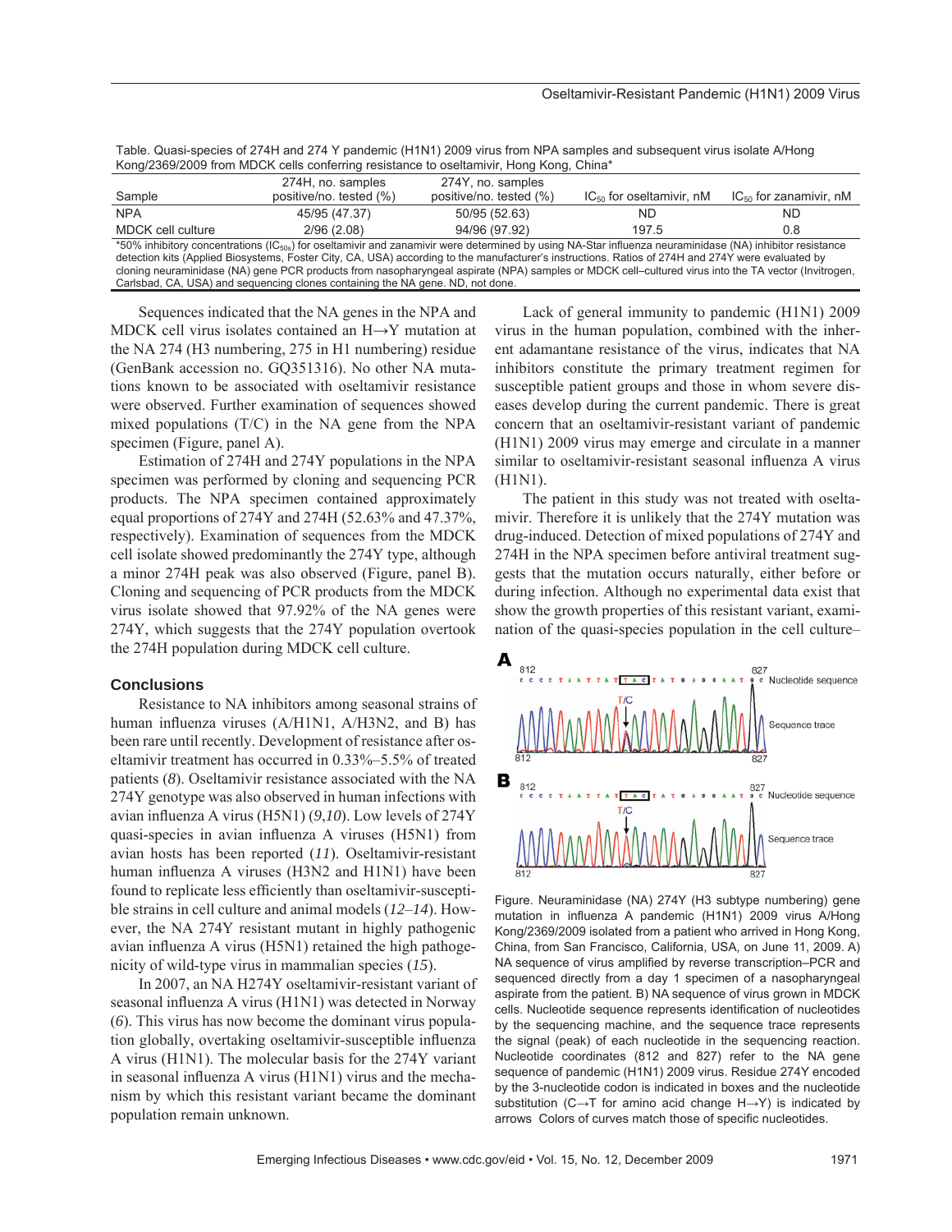Table. Quasi-species of 274H and 274 Y pandemic (H1N1) 2009 virus from NPA samples and subsequent virus isolate A/Hong Kong/2369/2009 from MDCK cells conferring resistance to oseltamivir, Hong Kong, China*

| Sample | 274H, no. samples positive/no. tested (%) | 274Y, no. samples positive/no. tested (%) | $IC_{50}$ for oseltamivir, nM | $IC_{50}$ for zanamivir, nM |
|---|---|---|---|---|
| NPA | 45/95 (47.37) | 50/95 (52.63) | ND | ND |
| MDCK cell culture | 2/96 (2.08) | 94/96 (97.92) | 197.5 | 0.8 |

*50% inhibitory concentrations ($IC_{50s}$) for oseltamivir and zanamivir were determined by using NA-Star influenza neuraminidase (NA) inhibitor resistance detection kits (Applied Biosystems, Foster City, CA, USA) according to the manufacturer's instructions. Ratios of 274H and 274Y were evaluated by cloning neuraminidase (NA) gene PCR products from nasopharyngeal aspirate (NPA) samples or MDCK cell–cultured virus into the TA vector (Invitrogen, Carlsbad, CA, USA) and sequencing clones containing the NA gene. ND, not done.

Sequences indicated that the NA genes in the NPA and MDCK cell virus isolates contained an H→Y mutation at the NA 274 (H3 numbering, 275 in H1 numbering) residue (GenBank accession no. GQ351316). No other NA mutations known to be associated with oseltamivir resistance were observed. Further examination of sequences showed mixed populations (T/C) in the NA gene from the NPA specimen (Figure, panel A).

Estimation of 274H and 274Y populations in the NPA specimen was performed by cloning and sequencing PCR products. The NPA specimen contained approximately equal proportions of 274Y and 274H (52.63% and 47.37%, respectively). Examination of sequences from the MDCK cell isolate showed predominantly the 274Y type, although a minor 274H peak was also observed (Figure, panel B). Cloning and sequencing of PCR products from the MDCK virus isolate showed that 97.92% of the NA genes were 274Y, which suggests that the 274Y population overtook the 274H population during MDCK cell culture.

## Conclusions

Resistance to NA inhibitors among seasonal strains of human influenza viruses (A/H1N1, A/H3N2, and B) has been rare until recently. Development of resistance after oseltamivir treatment has occurred in 0.33%–5.5% of treated patients (*8*). Oseltamivir resistance associated with the NA 274Y genotype was also observed in human infections with avian influenza A virus (H5N1) (*9*,*10*). Low levels of 274Y quasi-species in avian influenza A viruses (H5N1) from avian hosts has been reported (*11*). Oseltamivir-resistant human influenza A viruses (H3N2 and H1N1) have been found to replicate less efficiently than oseltamivir-susceptible strains in cell culture and animal models (*12*–*14*). However, the NA 274Y resistant mutant in highly pathogenic avian influenza A virus (H5N1) retained the high pathogenicity of wild-type virus in mammalian species (*15*).

In 2007, an NA H274Y oseltamivir-resistant variant of seasonal influenza A virus (H1N1) was detected in Norway (*6*). This virus has now become the dominant virus population globally, overtaking oseltamivir-susceptible influenza A virus (H1N1). The molecular basis for the 274Y variant in seasonal influenza A virus (H1N1) virus and the mechanism by which this resistant variant became the dominant population remain unknown.

Lack of general immunity to pandemic (H1N1) 2009 virus in the human population, combined with the inherent adamantane resistance of the virus, indicates that NA inhibitors constitute the primary treatment regimen for susceptible patient groups and those in whom severe diseases develop during the current pandemic. There is great concern that an oseltamivir-resistant variant of pandemic (H1N1) 2009 virus may emerge and circulate in a manner similar to oseltamivir-resistant seasonal influenza A virus (H1N1).

The patient in this study was not treated with oseltamivir. Therefore it is unlikely that the 274Y mutation was drug-induced. Detection of mixed populations of 274Y and 274H in the NPA specimen before antiviral treatment suggests that the mutation occurs naturally, either before or during infection. Although no experimental data exist that show the growth properties of this resistant variant, examination of the quasi-species population in the cell culture–

Figure. Neuraminidase (NA) 274Y (H3 subtype numbering) gene mutation in influenza A pandemic (H1N1) 2009 virus A/Hong Kong/2369/2009 isolated from a patient who arrived in Hong Kong, China, from San Francisco, California, USA, on June 11, 2009. A) NA sequence of virus amplified by reverse transcription–PCR and sequenced directly from a day 1 specimen of a nasopharyngeal aspirate from the patient. B) NA sequence of virus grown in MDCK cells. Nucleotide sequence represents identification of nucleotides by the sequencing machine, and the sequence trace represents the signal (peak) of each nucleotide in the sequencing reaction. Nucleotide coordinates (812 and 827) refer to the NA gene sequence of pandemic (H1N1) 2009 virus. Residue 274Y encoded by the 3-nucleotide codon is indicated in boxes and the nucleotide substitution (C→T for amino acid change H→Y) is indicated by arrows Colors of curves match those of specific nucleotides.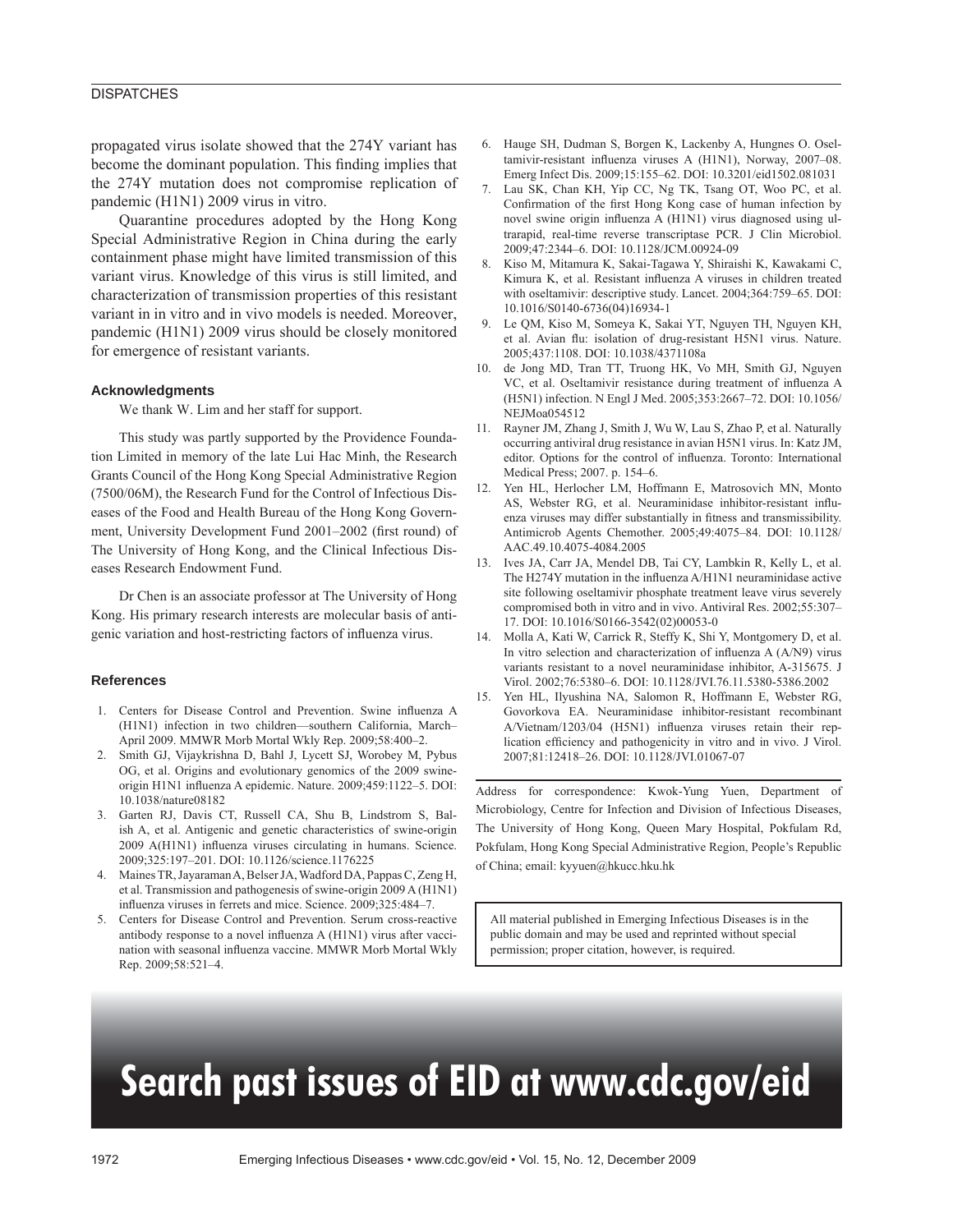propagated virus isolate showed that the 274Y variant has become the dominant population. This finding implies that the 274Y mutation does not compromise replication of pandemic (H1N1) 2009 virus in vitro.

Quarantine procedures adopted by the Hong Kong Special Administrative Region in China during the early containment phase might have limited transmission of this variant virus. Knowledge of this virus is still limited, and characterization of transmission properties of this resistant variant in in vitro and in vivo models is needed. Moreover, pandemic (H1N1) 2009 virus should be closely monitored for emergence of resistant variants.

### Acknowledgments

We thank W. Lim and her staff for support.

This study was partly supported by the Providence Foundation Limited in memory of the late Lui Hac Minh, the Research Grants Council of the Hong Kong Special Administrative Region (7500/06M), the Research Fund for the Control of Infectious Diseases of the Food and Health Bureau of the Hong Kong Government, University Development Fund 2001–2002 (first round) of The University of Hong Kong, and the Clinical Infectious Diseases Research Endowment Fund.

Dr Chen is an associate professor at The University of Hong Kong. His primary research interests are molecular basis of antigenic variation and host-restricting factors of influenza virus.

### References

1. Centers for Disease Control and Prevention. Swine influenza A (H1N1) infection in two children—southern California, March–April 2009. MMWR Morb Mortal Wkly Rep. 2009;58:400–2.
2. Smith GJ, Vijaykrishna D, Bahl J, Lycett SJ, Worobey M, Pybus OG, et al. Origins and evolutionary genomics of the 2009 swine-origin H1N1 influenza A epidemic. Nature. 2009;459:1122–5. DOI: 10.1038/nature08182
3. Garten RJ, Davis CT, Russell CA, Shu B, Lindstrom S, Balish A, et al. Antigenic and genetic characteristics of swine-origin 2009 A(H1N1) influenza viruses circulating in humans. Science. 2009;325:197–201. DOI: 10.1126/science.1176225
4. Maines TR, Jayaraman A, Belser JA, Wadford DA, Pappas C, Zeng H, et al. Transmission and pathogenesis of swine-origin 2009 A (H1N1) influenza viruses in ferrets and mice. Science. 2009;325:484–7.
5. Centers for Disease Control and Prevention. Serum cross-reactive antibody response to a novel influenza A (H1N1) virus after vaccination with seasonal influenza vaccine. MMWR Morb Mortal Wkly Rep. 2009;58:521–4.
6. Hauge SH, Dudman S, Borgen K, Lackenby A, Hungnes O. Oseltamivir-resistant influenza viruses A (H1N1), Norway, 2007–08. Emerg Infect Dis. 2009;15:155–62. DOI: 10.3201/eid1502.081031
7. Lau SK, Chan KH, Yip CC, Ng TK, Tsang OT, Woo PC, et al. Confirmation of the first Hong Kong case of human infection by novel swine origin influenza A (H1N1) virus diagnosed using ultrarapid, real-time reverse transcriptase PCR. J Clin Microbiol. 2009;47:2344–6. DOI: 10.1128/JCM.00924-09
8. Kiso M, Mitamura K, Sakai-Tagawa Y, Shiraishi K, Kawakami C, Kimura K, et al. Resistant influenza A viruses in children treated with oseltamivir: descriptive study. Lancet. 2004;364:759–65. DOI: 10.1016/S0140-6736(04)16934-1
9. Le QM, Kiso M, Someya K, Sakai YT, Nguyen TH, Nguyen KH, et al. Avian flu: isolation of drug-resistant H5N1 virus. Nature. 2005;437:1108. DOI: 10.1038/4371108a
10. de Jong MD, Tran TT, Truong HK, Vo MH, Smith GJ, Nguyen VC, et al. Oseltamivir resistance during treatment of influenza A (H5N1) infection. N Engl J Med. 2005;353:2667–72. DOI: 10.1056/NEJMoa054512
11. Rayner JM, Zhang J, Smith J, Wu W, Lau S, Zhao P, et al. Naturally occurring antiviral drug resistance in avian H5N1 virus. In: Katz JM, editor. Options for the control of influenza. Toronto: International Medical Press; 2007. p. 154–6.
12. Yen HL, Herlocher LM, Hoffmann E, Matrosovich MN, Monto AS, Webster RG, et al. Neuraminidase inhibitor-resistant influenza viruses may differ substantially in fitness and transmissibility. Antimicrob Agents Chemother. 2005;49:4075–84. DOI: 10.1128/AAC.49.10.4075-4084.2005
13. Ives JA, Carr JA, Mendel DB, Tai CY, Lambkin R, Kelly L, et al. The H274Y mutation in the influenza A/H1N1 neuraminidase active site following oseltamivir phosphate treatment leave virus severely compromised both in vitro and in vivo. Antiviral Res. 2002;55:307–17. DOI: 10.1016/S0166-3542(02)00053-0
14. Molla A, Kati W, Carrick R, Steffy K, Shi Y, Montgomery D, et al. In vitro selection and characterization of influenza A (A/N9) virus variants resistant to a novel neuraminidase inhibitor, A-315675. J Virol. 2002;76:5380–6. DOI: 10.1128/JVI.76.11.5380-5386.2002
15. Yen HL, Ilyushina NA, Salomon R, Hoffmann E, Webster RG, Govorkova EA. Neuraminidase inhibitor-resistant recombinant A/Vietnam/1203/04 (H5N1) influenza viruses retain their replication efficiency and pathogenicity in vitro and in vivo. J Virol. 2007;81:12418–26. DOI: 10.1128/JVI.01067-07

Address for correspondence: Kwok-Yung Yuen, Department of Microbiology, Centre for Infection and Division of Infectious Diseases, The University of Hong Kong, Queen Mary Hospital, Pokfulam Rd, Pokfulam, Hong Kong Special Administrative Region, People's Republic of China; email: kyyuen@hkucc.hku.hk

All material published in Emerging Infectious Diseases is in the public domain and may be used and reprinted without special permission; proper citation, however, is required.

**Search past issues of EID at www.cdc.gov/eid**